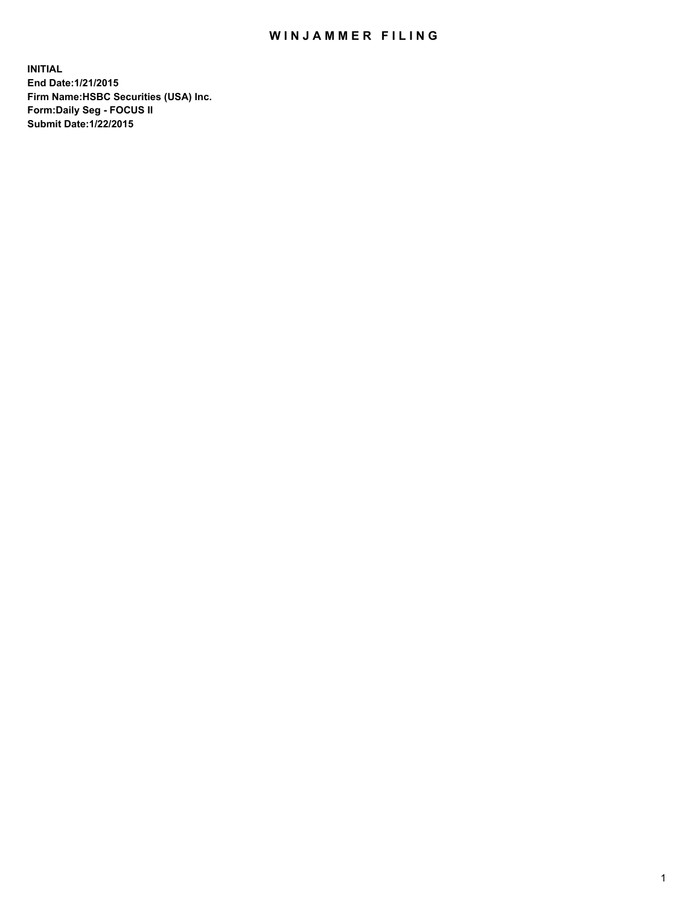# WINJAMMER FILING

**INITIAL**
**End Date:1/21/2015**
**Firm Name:HSBC Securities (USA) Inc.**
**Form:Daily Seg - FOCUS II**
**Submit Date:1/22/2015**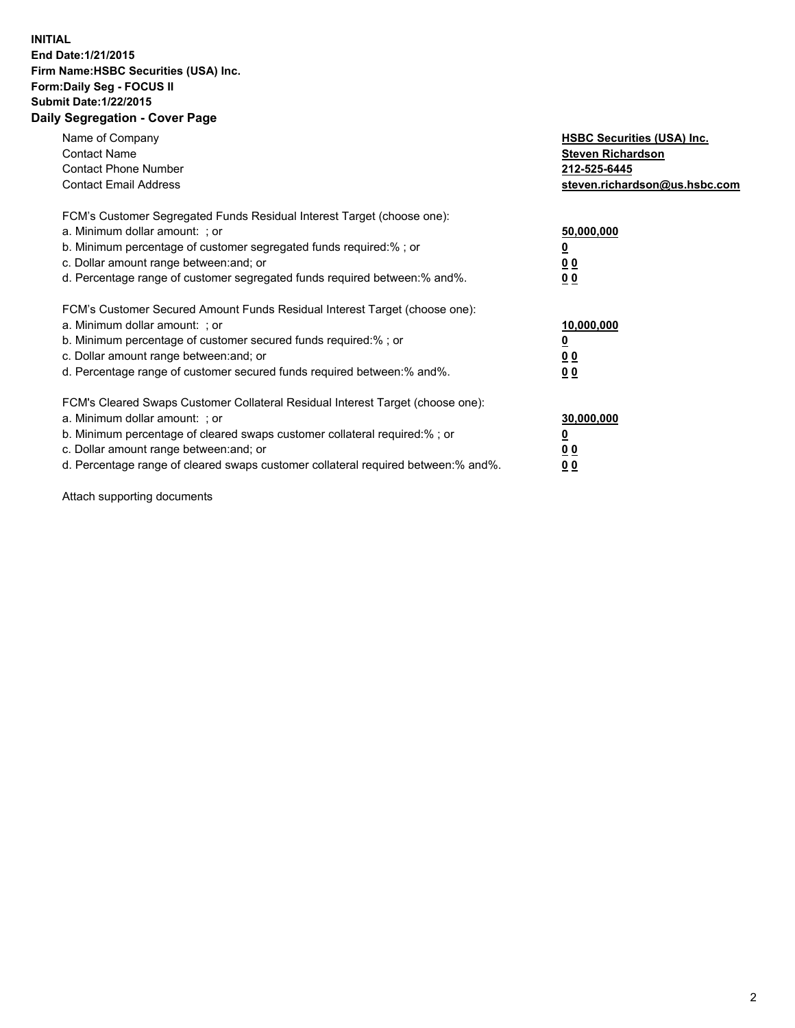**INITIAL**
**End Date:1/21/2015**
**Firm Name:HSBC Securities (USA) Inc.**
**Form:Daily Seg - FOCUS II**
**Submit Date:1/22/2015**

## Daily Segregation - Cover Page

| | |
|---|---|
| Name of Company | **HSBC Securities (USA) Inc.** |
| Contact Name | **Steven Richardson** |
| Contact Phone Number | **212-525-6445** |
| Contact Email Address | **steven.richardson@us.hsbc.com** |

| | |
|---|---|
| FCM's Customer Segregated Funds Residual Interest Target (choose one): | |
| a. Minimum dollar amount: ; or | **50,000,000** |
| b. Minimum percentage of customer segregated funds required:% ; or | **0** |
| c. Dollar amount range between:and; or | **0 0** |
| d. Percentage range of customer segregated funds required between:% and%. | **0 0** |
| FCM's Customer Secured Amount Funds Residual Interest Target (choose one): | |
| a. Minimum dollar amount: ; or | **10,000,000** |
| b. Minimum percentage of customer secured funds required:% ; or | **0** |
| c. Dollar amount range between:and; or | **0 0** |
| d. Percentage range of customer secured funds required between:% and%. | **0 0** |
| FCM's Cleared Swaps Customer Collateral Residual Interest Target (choose one): | |
| a. Minimum dollar amount: ; or | **30,000,000** |
| b. Minimum percentage of cleared swaps customer collateral required:% ; or | **0** |
| c. Dollar amount range between:and; or | **0 0** |
| d. Percentage range of cleared swaps customer collateral required between:% and%. | **0 0** |

Attach supporting documents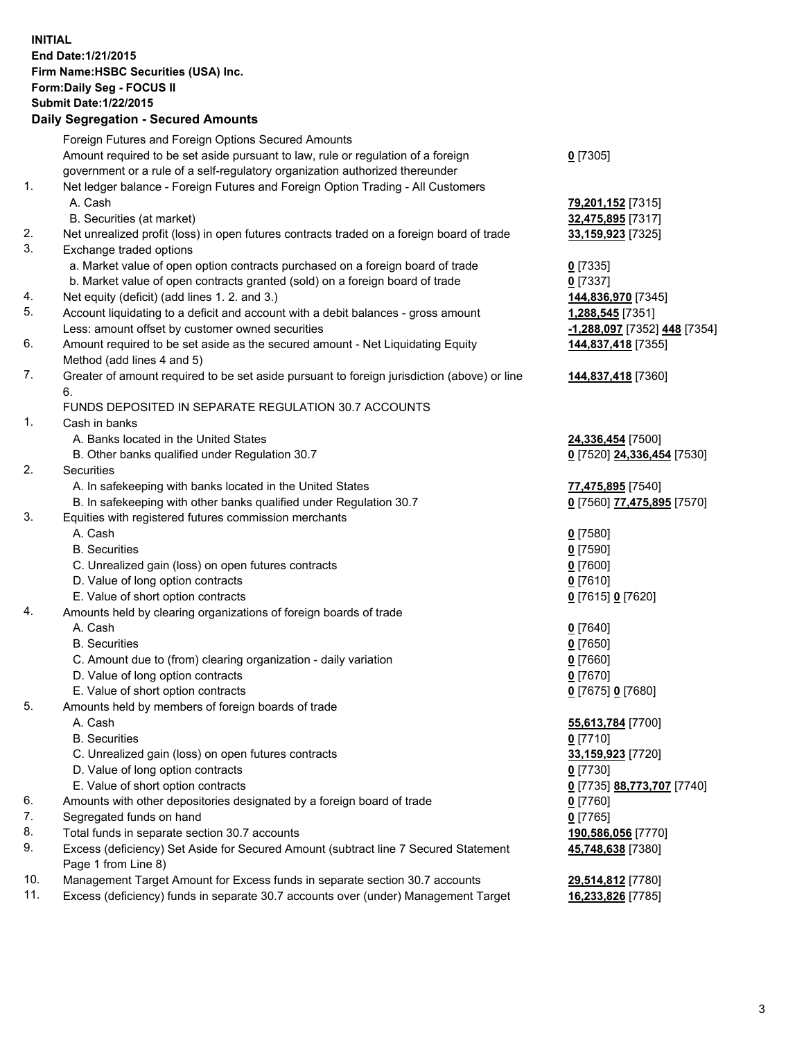**INITIAL**
**End Date:1/21/2015**
**Firm Name:HSBC Securities (USA) Inc.**
**Form:Daily Seg - FOCUS II**
**Submit Date:1/22/2015**

**Daily Segregation - Secured Amounts**

| | | |
|---|---|---|
| | Foreign Futures and Foreign Options Secured Amounts | |
| | Amount required to be set aside pursuant to law, rule or regulation of a foreign government or a rule of a self-regulatory organization authorized thereunder | 0 [7305] |
| 1. | Net ledger balance - Foreign Futures and Foreign Option Trading - All Customers | |
| | A. Cash | 79,201,152 [7315] |
| | B. Securities (at market) | 32,475,895 [7317] |
| 2. | Net unrealized profit (loss) in open futures contracts traded on a foreign board of trade | 33,159,923 [7325] |
| 3. | Exchange traded options | |
| | a. Market value of open option contracts purchased on a foreign board of trade | 0 [7335] |
| | b. Market value of open contracts granted (sold) on a foreign board of trade | 0 [7337] |
| 4. | Net equity (deficit) (add lines 1. 2. and 3.) | 144,836,970 [7345] |
| 5. | Account liquidating to a deficit and account with a debit balances - gross amount | 1,288,545 [7351] |
| | Less: amount offset by customer owned securities | -1,288,097 [7352] 448 [7354] |
| 6. | Amount required to be set aside as the secured amount - Net Liquidating Equity Method (add lines 4 and 5) | 144,837,418 [7355] |
| 7. | Greater of amount required to be set aside pursuant to foreign jurisdiction (above) or line 6. | 144,837,418 [7360] |
| | FUNDS DEPOSITED IN SEPARATE REGULATION 30.7 ACCOUNTS | |
| 1. | Cash in banks | |
| | A. Banks located in the United States | 24,336,454 [7500] |
| | B. Other banks qualified under Regulation 30.7 | 0 [7520] 24,336,454 [7530] |
| 2. | Securities | |
| | A. In safekeeping with banks located in the United States | 77,475,895 [7540] |
| | B. In safekeeping with other banks qualified under Regulation 30.7 | 0 [7560] 77,475,895 [7570] |
| 3. | Equities with registered futures commission merchants | |
| | A. Cash | 0 [7580] |
| | B. Securities | 0 [7590] |
| | C. Unrealized gain (loss) on open futures contracts | 0 [7600] |
| | D. Value of long option contracts | 0 [7610] |
| | E. Value of short option contracts | 0 [7615] 0 [7620] |
| 4. | Amounts held by clearing organizations of foreign boards of trade | |
| | A. Cash | 0 [7640] |
| | B. Securities | 0 [7650] |
| | C. Amount due to (from) clearing organization - daily variation | 0 [7660] |
| | D. Value of long option contracts | 0 [7670] |
| | E. Value of short option contracts | 0 [7675] 0 [7680] |
| 5. | Amounts held by members of foreign boards of trade | |
| | A. Cash | 55,613,784 [7700] |
| | B. Securities | 0 [7710] |
| | C. Unrealized gain (loss) on open futures contracts | 33,159,923 [7720] |
| | D. Value of long option contracts | 0 [7730] |
| | E. Value of short option contracts | 0 [7735] 88,773,707 [7740] |
| 6. | Amounts with other depositories designated by a foreign board of trade | 0 [7760] |
| 7. | Segregated funds on hand | 0 [7765] |
| 8. | Total funds in separate section 30.7 accounts | 190,586,056 [7770] |
| 9. | Excess (deficiency) Set Aside for Secured Amount (subtract line 7 Secured Statement Page 1 from Line 8) | 45,748,638 [7380] |
| 10. | Management Target Amount for Excess funds in separate section 30.7 accounts | 29,514,812 [7780] |
| 11. | Excess (deficiency) funds in separate 30.7 accounts over (under) Management Target | 16,233,826 [7785] |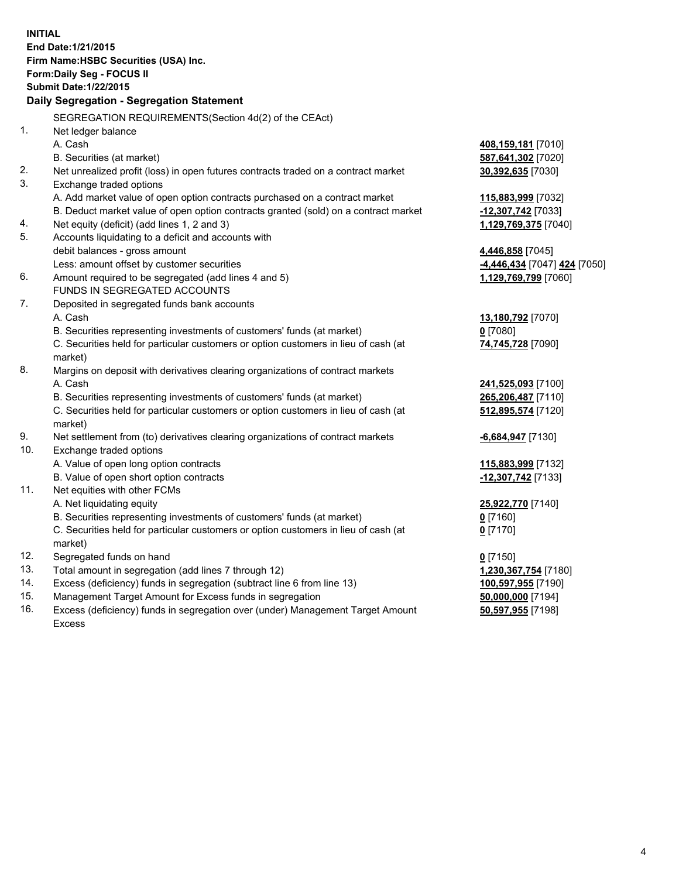**INITIAL**
**End Date:1/21/2015**
**Firm Name:HSBC Securities (USA) Inc.**
**Form:Daily Seg - FOCUS II**
**Submit Date:1/22/2015**

## Daily Segregation - Segregation Statement

| | | |
|---|---|---|
| | SEGREGATION REQUIREMENTS(Section 4d(2) of the CEAct) | |
| 1. | Net ledger balance | |
| | A. Cash | **408,159,181** [7010] |
| | B. Securities (at market) | **587,641,302** [7020] |
| 2. | Net unrealized profit (loss) in open futures contracts traded on a contract market | **30,392,635** [7030] |
| 3. | Exchange traded options | |
| | A. Add market value of open option contracts purchased on a contract market | **115,883,999** [7032] |
| | B. Deduct market value of open option contracts granted (sold) on a contract market | **-12,307,742** [7033] |
| 4. | Net equity (deficit) (add lines 1, 2 and 3) | **1,129,769,375** [7040] |
| 5. | Accounts liquidating to a deficit and accounts with debit balances - gross amount | **4,446,858** [7045] |
| | Less: amount offset by customer securities | **-4,446,434** [7047] **424** [7050] |
| 6. | Amount required to be segregated (add lines 4 and 5) | **1,129,769,799** [7060] |
| | FUNDS IN SEGREGATED ACCOUNTS | |
| 7. | Deposited in segregated funds bank accounts | |
| | A. Cash | **13,180,792** [7070] |
| | B. Securities representing investments of customers' funds (at market) | **0** [7080] |
| | C. Securities held for particular customers or option customers in lieu of cash (at market) | **74,745,728** [7090] |
| 8. | Margins on deposit with derivatives clearing organizations of contract markets | |
| | A. Cash | **241,525,093** [7100] |
| | B. Securities representing investments of customers' funds (at market) | **265,206,487** [7110] |
| | C. Securities held for particular customers or option customers in lieu of cash (at market) | **512,895,574** [7120] |
| 9. | Net settlement from (to) derivatives clearing organizations of contract markets | **-6,684,947** [7130] |
| 10. | Exchange traded options | |
| | A. Value of open long option contracts | **115,883,999** [7132] |
| | B. Value of open short option contracts | **-12,307,742** [7133] |
| 11. | Net equities with other FCMs | |
| | A. Net liquidating equity | **25,922,770** [7140] |
| | B. Securities representing investments of customers' funds (at market) | **0** [7160] |
| | C. Securities held for particular customers or option customers in lieu of cash (at market) | **0** [7170] |
| 12. | Segregated funds on hand | **0** [7150] |
| 13. | Total amount in segregation (add lines 7 through 12) | **1,230,367,754** [7180] |
| 14. | Excess (deficiency) funds in segregation (subtract line 6 from line 13) | **100,597,955** [7190] |
| 15. | Management Target Amount for Excess funds in segregation | **50,000,000** [7194] |
| 16. | Excess (deficiency) funds in segregation over (under) Management Target Amount Excess | **50,597,955** [7198] |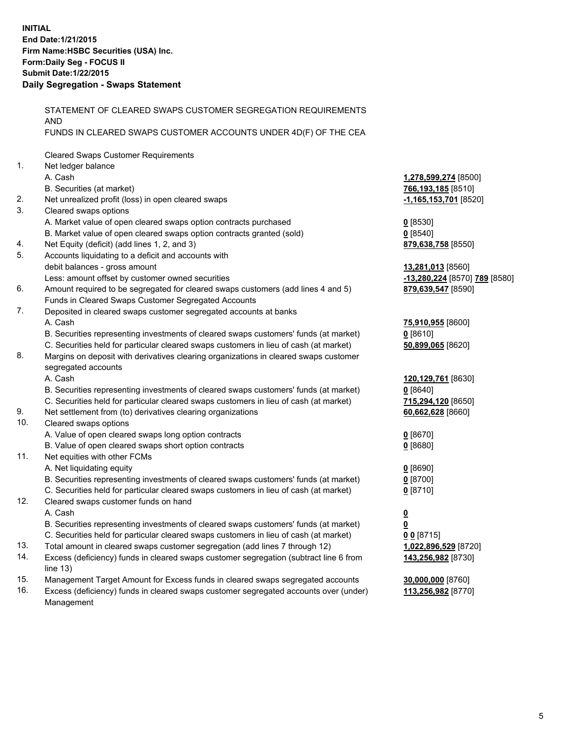**INITIAL**
**End Date:1/21/2015**
**Firm Name:HSBC Securities (USA) Inc.**
**Form:Daily Seg - FOCUS II**
**Submit Date:1/22/2015**
**Daily Segregation - Swaps Statement**

STATEMENT OF CLEARED SWAPS CUSTOMER SEGREGATION REQUIREMENTS AND FUNDS IN CLEARED SWAPS CUSTOMER ACCOUNTS UNDER 4D(F) OF THE CEA

| | | |
|---|---|---|
| | Cleared Swaps Customer Requirements | |
| 1. | Net ledger balance | |
| | A. Cash | **1,278,599,274** [8500] |
| | B. Securities (at market) | **766,193,185** [8510] |
| 2. | Net unrealized profit (loss) in open cleared swaps | **-1,165,153,701** [8520] |
| 3. | Cleared swaps options | |
| | A. Market value of open cleared swaps option contracts purchased | **0** [8530] |
| | B. Market value of open cleared swaps option contracts granted (sold) | **0** [8540] |
| 4. | Net Equity (deficit) (add lines 1, 2, and 3) | **879,638,758** [8550] |
| 5. | Accounts liquidating to a deficit and accounts with debit balances - gross amount | **13,281,013** [8560] |
| | Less: amount offset by customer owned securities | **-13,280,224** [8570] **789** [8580] |
| 6. | Amount required to be segregated for cleared swaps customers (add lines 4 and 5) | **879,639,547** [8590] |
| | Funds in Cleared Swaps Customer Segregated Accounts | |
| 7. | Deposited in cleared swaps customer segregated accounts at banks | |
| | A. Cash | **75,910,955** [8600] |
| | B. Securities representing investments of cleared swaps customers' funds (at market) | **0** [8610] |
| | C. Securities held for particular cleared swaps customers in lieu of cash (at market) | **50,899,065** [8620] |
| 8. | Margins on deposit with derivatives clearing organizations in cleared swaps customer segregated accounts | |
| | A. Cash | **120,129,761** [8630] |
| | B. Securities representing investments of cleared swaps customers' funds (at market) | **0** [8640] |
| | C. Securities held for particular cleared swaps customers in lieu of cash (at market) | **715,294,120** [8650] |
| 9. | Net settlement from (to) derivatives clearing organizations | **60,662,628** [8660] |
| 10. | Cleared swaps options | |
| | A. Value of open cleared swaps long option contracts | **0** [8670] |
| | B. Value of open cleared swaps short option contracts | **0** [8680] |
| 11. | Net equities with other FCMs | |
| | A. Net liquidating equity | **0** [8690] |
| | B. Securities representing investments of cleared swaps customers' funds (at market) | **0** [8700] |
| | C. Securities held for particular cleared swaps customers in lieu of cash (at market) | **0** [8710] |
| 12. | Cleared swaps customer funds on hand | |
| | A. Cash | **0** |
| | B. Securities representing investments of cleared swaps customers' funds (at market) | **0** |
| | C. Securities held for particular cleared swaps customers in lieu of cash (at market) | **0** **0** [8715] |
| 13. | Total amount in cleared swaps customer segregation (add lines 7 through 12) | **1,022,896,529** [8720] |
| 14. | Excess (deficiency) funds in cleared swaps customer segregation (subtract line 6 from line 13) | **143,256,982** [8730] |
| 15. | Management Target Amount for Excess funds in cleared swaps segregated accounts | **30,000,000** [8760] |
| 16. | Excess (deficiency) funds in cleared swaps customer segregated accounts over (under) Management | **113,256,982** [8770] |